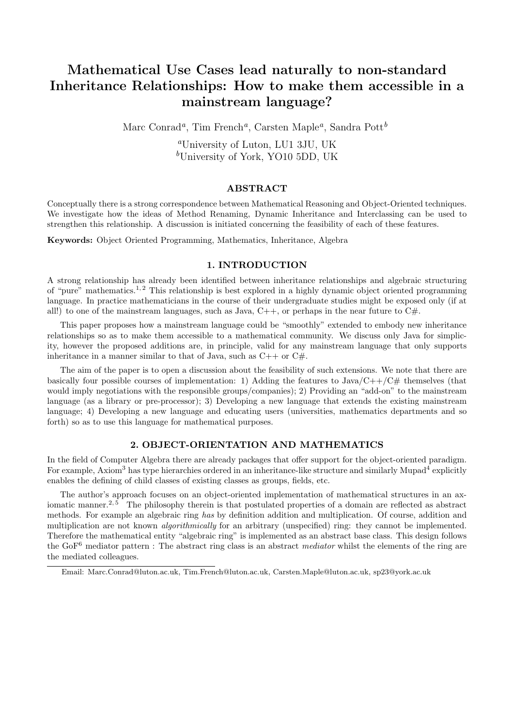# Mathematical Use Cases lead naturally to non-standard Inheritance Relationships: How to make them accessible in a mainstream language?

Marc Conrad[a], Tim French[a], Carsten Maple[a], Sandra Pott[b]

[a]University of Luton, LU1 3JU, UK
[b]University of York, YO10 5DD, UK

## ABSTRACT

Conceptually there is a strong correspondence between Mathematical Reasoning and Object-Oriented techniques. We investigate how the ideas of Method Renaming, Dynamic Inheritance and Interclassing can be used to strengthen this relationship. A discussion is initiated concerning the feasibility of each of these features.

**Keywords:** Object Oriented Programming, Mathematics, Inheritance, Algebra

## 1. INTRODUCTION

A strong relationship has already been identified between inheritance relationships and algebraic structuring of "pure" mathematics.[1,2] This relationship is best explored in a highly dynamic object oriented programming language. In practice mathematicians in the course of their undergraduate studies might be exposed only (if at all!) to one of the mainstream languages, such as Java, C++, or perhaps in the near future to C#.

This paper proposes how a mainstream language could be "smoothly" extended to embody new inheritance relationships so as to make them accessible to a mathematical community. We discuss only Java for simplicity, however the proposed additions are, in principle, valid for any mainstream language that only supports inheritance in a manner similar to that of Java, such as C++ or C#.

The aim of the paper is to open a discussion about the feasibility of such extensions. We note that there are basically four possible courses of implementation: 1) Adding the features to Java/C++/C# themselves (that would imply negotiations with the responsible groups/companies); 2) Providing an "add-on" to the mainstream language (as a library or pre-processor); 3) Developing a new language that extends the existing mainstream language; 4) Developing a new language and educating users (universities, mathematics departments and so forth) so as to use this language for mathematical purposes.

## 2. OBJECT-ORIENTATION AND MATHEMATICS

In the field of Computer Algebra there are already packages that offer support for the object-oriented paradigm. For example, Axiom[3] has type hierarchies ordered in an inheritance-like structure and similarly Mupad[4] explicitly enables the defining of child classes of existing classes as groups, fields, etc.

The author's approach focuses on an object-oriented implementation of mathematical structures in an axiomatic manner.[2,5] The philosophy therein is that postulated properties of a domain are reflected as abstract methods. For example an algebraic ring *has* by definition addition and multiplication. Of course, addition and multiplication are not known *algorithmically* for an arbitrary (unspecified) ring: they cannot be implemented. Therefore the mathematical entity "algebraic ring" is implemented as an abstract base class. This design follows the GoF[6] mediator pattern : The abstract ring class is an abstract *mediator* whilst the elements of the ring are the mediated colleagues.

Email: Marc.Conrad@luton.ac.uk, Tim.French@luton.ac.uk, Carsten.Maple@luton.ac.uk, sp23@york.ac.uk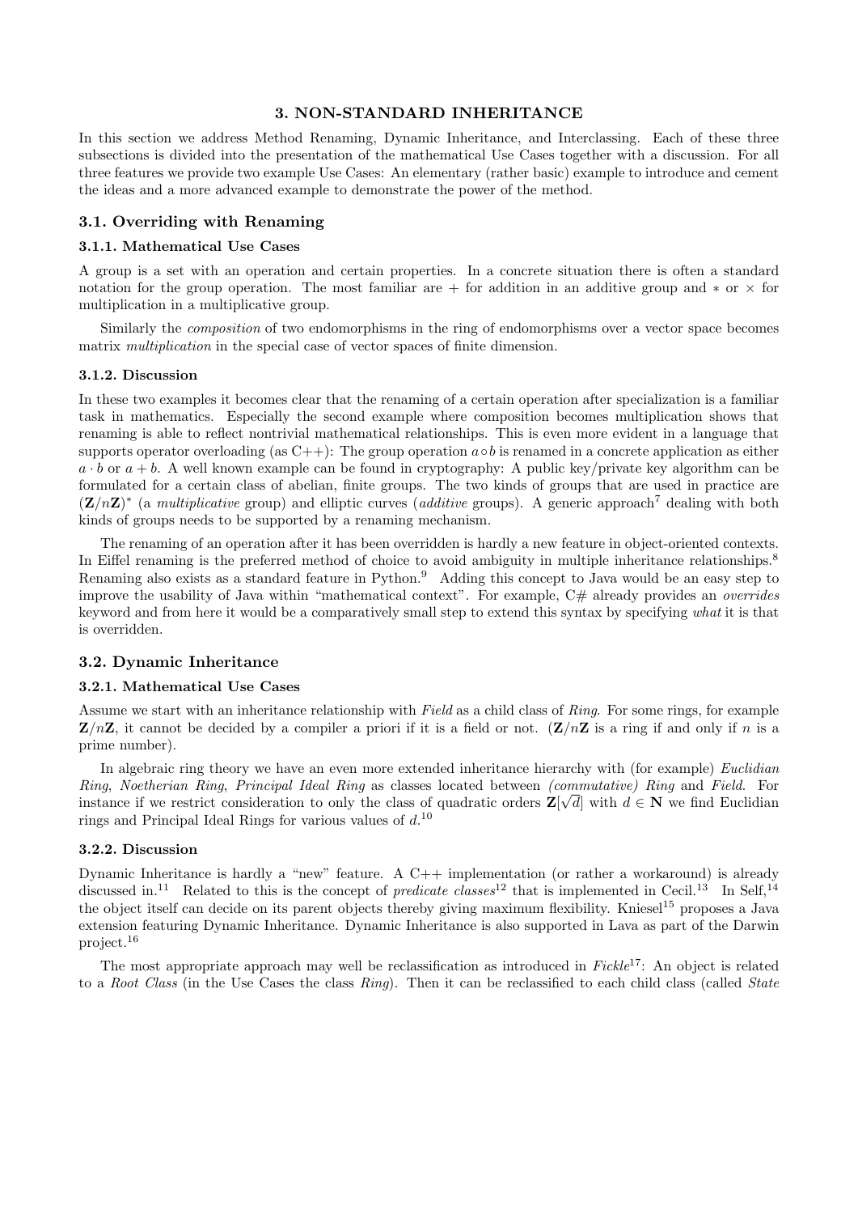## 3. NON-STANDARD INHERITANCE

In this section we address Method Renaming, Dynamic Inheritance, and Interclassing. Each of these three subsections is divided into the presentation of the mathematical Use Cases together with a discussion. For all three features we provide two example Use Cases: An elementary (rather basic) example to introduce and cement the ideas and a more advanced example to demonstrate the power of the method.

### 3.1. Overriding with Renaming

#### 3.1.1. Mathematical Use Cases

A group is a set with an operation and certain properties. In a concrete situation there is often a standard notation for the group operation. The most familiar are + for addition in an additive group and $*$ or $\times$ for multiplication in a multiplicative group.

Similarly the *composition* of two endomorphisms in the ring of endomorphisms over a vector space becomes matrix *multiplication* in the special case of vector spaces of finite dimension.

#### 3.1.2. Discussion

In these two examples it becomes clear that the renaming of a certain operation after specialization is a familiar task in mathematics. Especially the second example where composition becomes multiplication shows that renaming is able to reflect nontrivial mathematical relationships. This is even more evident in a language that supports operator overloading (as C++): The group operation $a \circ b$ is renamed in a concrete application as either $a \cdot b$ or $a + b$. A well known example can be found in cryptography: A public key/private key algorithm can be formulated for a certain class of abelian, finite groups. The two kinds of groups that are used in practice are $(\mathbf{Z}/n\mathbf{Z})^*$ (a *multiplicative* group) and elliptic curves (*additive* groups). A generic approach[7] dealing with both kinds of groups needs to be supported by a renaming mechanism.

The renaming of an operation after it has been overridden is hardly a new feature in object-oriented contexts. In Eiffel renaming is the preferred method of choice to avoid ambiguity in multiple inheritance relationships.[8] Renaming also exists as a standard feature in Python.[9] Adding this concept to Java would be an easy step to improve the usability of Java within "mathematical context". For example, C# already provides an *overrides* keyword and from here it would be a comparatively small step to extend this syntax by specifying *what* it is that is overridden.

### 3.2. Dynamic Inheritance

#### 3.2.1. Mathematical Use Cases

Assume we start with an inheritance relationship with *Field* as a child class of *Ring*. For some rings, for example $\mathbf{Z}/n\mathbf{Z}$, it cannot be decided by a compiler a priori if it is a field or not. ($\mathbf{Z}/n\mathbf{Z}$ is a ring if and only if $n$ is a prime number).

In algebraic ring theory we have an even more extended inheritance hierarchy with (for example) *Euclidian Ring*, *Noetherian Ring*, *Principal Ideal Ring* as classes located between *(commutative) Ring* and *Field*. For instance if we restrict consideration to only the class of quadratic orders $\mathbf{Z}[\sqrt{d}]$ with $d \in \mathbf{N}$ we find Euclidian rings and Principal Ideal Rings for various values of $d$.[10]

#### 3.2.2. Discussion

Dynamic Inheritance is hardly a "new" feature. A C++ implementation (or rather a workaround) is already discussed in.[11] Related to this is the concept of *predicate classes*[12] that is implemented in Cecil.[13] In Self,[14] the object itself can decide on its parent objects thereby giving maximum flexibility. Kniesel[15] proposes a Java extension featuring Dynamic Inheritance. Dynamic Inheritance is also supported in Lava as part of the Darwin project.[16]

The most appropriate approach may well be reclassification as introduced in *Fickle*[17]: An object is related to a *Root Class* (in the Use Cases the class *Ring*). Then it can be reclassified to each child class (called *State*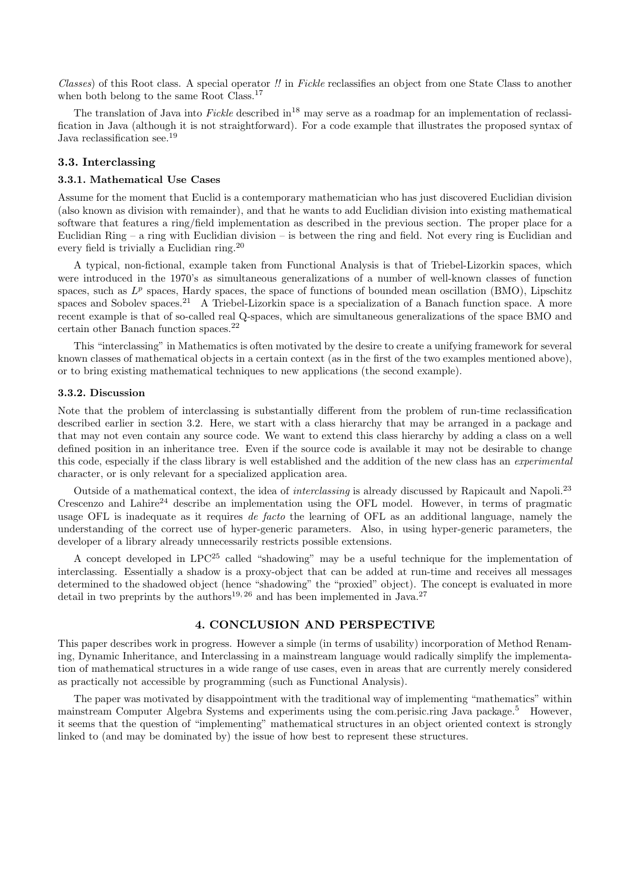*Classes*) of this Root class. A special operator *!!* in *Fickle* reclassifies an object from one State Class to another when both belong to the same Root Class.[17]

The translation of Java into *Fickle* described in[18] may serve as a roadmap for an implementation of reclassification in Java (although it is not straightforward). For a code example that illustrates the proposed syntax of Java reclassification see.[19]

### 3.3. Interclassing

#### 3.3.1. Mathematical Use Cases

Assume for the moment that Euclid is a contemporary mathematician who has just discovered Euclidian division (also known as division with remainder), and that he wants to add Euclidian division into existing mathematical software that features a ring/field implementation as described in the previous section. The proper place for a Euclidian Ring – a ring with Euclidian division – is between the ring and field. Not every ring is Euclidian and every field is trivially a Euclidian ring.[20]

A typical, non-fictional, example taken from Functional Analysis is that of Triebel-Lizorkin spaces, which were introduced in the 1970's as simultaneous generalizations of a number of well-known classes of function spaces, such as $L^p$ spaces, Hardy spaces, the space of functions of bounded mean oscillation (BMO), Lipschitz spaces and Sobolev spaces.[21] A Triebel-Lizorkin space is a specialization of a Banach function space. A more recent example is that of so-called real Q-spaces, which are simultaneous generalizations of the space BMO and certain other Banach function spaces.[22]

This "interclassing" in Mathematics is often motivated by the desire to create a unifying framework for several known classes of mathematical objects in a certain context (as in the first of the two examples mentioned above), or to bring existing mathematical techniques to new applications (the second example).

#### 3.3.2. Discussion

Note that the problem of interclassing is substantially different from the problem of run-time reclassification described earlier in section 3.2. Here, we start with a class hierarchy that may be arranged in a package and that may not even contain any source code. We want to extend this class hierarchy by adding a class on a well defined position in an inheritance tree. Even if the source code is available it may not be desirable to change this code, especially if the class library is well established and the addition of the new class has an *experimental* character, or is only relevant for a specialized application area.

Outside of a mathematical context, the idea of *interclassing* is already discussed by Rapicault and Napoli.[23] Crescenzo and Lahire[24] describe an implementation using the OFL model. However, in terms of pragmatic usage OFL is inadequate as it requires *de facto* the learning of OFL as an additional language, namely the understanding of the correct use of hyper-generic parameters. Also, in using hyper-generic parameters, the developer of a library already unnecessarily restricts possible extensions.

A concept developed in LPC[25] called "shadowing" may be a useful technique for the implementation of interclassing. Essentially a shadow is a proxy-object that can be added at run-time and receives all messages determined to the shadowed object (hence "shadowing" the "proxied" object). The concept is evaluated in more detail in two preprints by the authors[19,26] and has been implemented in Java.[27]

## 4. CONCLUSION AND PERSPECTIVE

This paper describes work in progress. However a simple (in terms of usability) incorporation of Method Renaming, Dynamic Inheritance, and Interclassing in a mainstream language would radically simplify the implementation of mathematical structures in a wide range of use cases, even in areas that are currently merely considered as practically not accessible by programming (such as Functional Analysis).

The paper was motivated by disappointment with the traditional way of implementing "mathematics" within mainstream Computer Algebra Systems and experiments using the com.perisic.ring Java package.[5] However, it seems that the question of "implementing" mathematical structures in an object oriented context is strongly linked to (and may be dominated by) the issue of how best to represent these structures.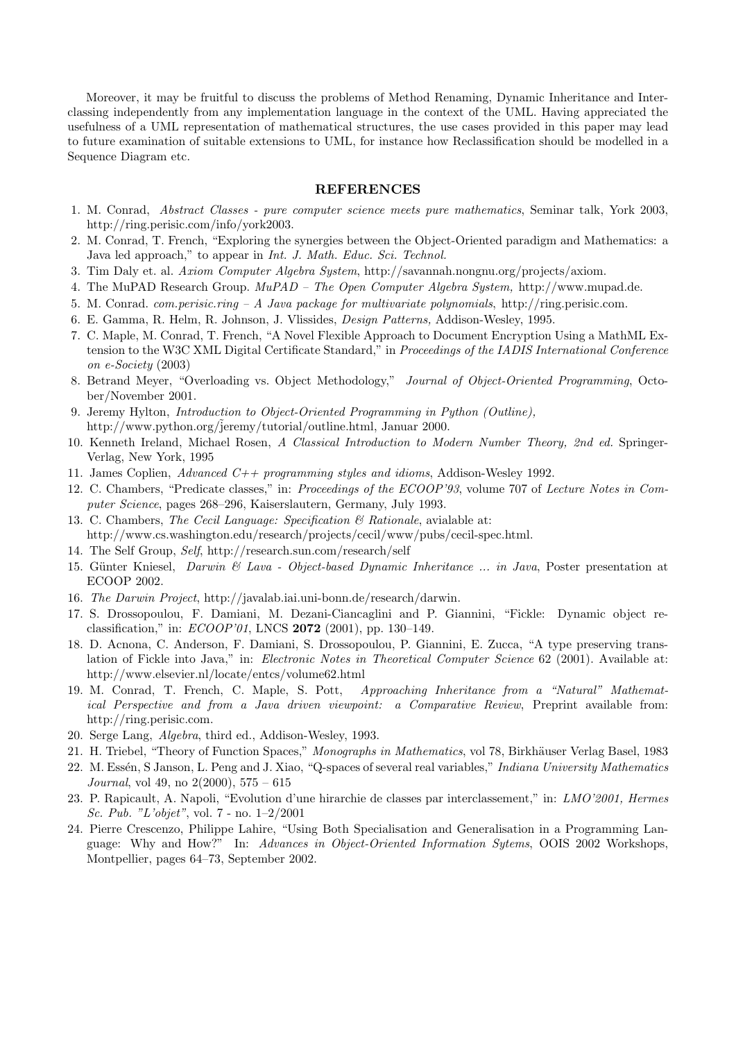Moreover, it may be fruitful to discuss the problems of Method Renaming, Dynamic Inheritance and Interclassing independently from any implementation language in the context of the UML. Having appreciated the usefulness of a UML representation of mathematical structures, the use cases provided in this paper may lead to future examination of suitable extensions to UML, for instance how Reclassification should be modelled in a Sequence Diagram etc.

## REFERENCES

1. M. Conrad, *Abstract Classes - pure computer science meets pure mathematics*, Seminar talk, York 2003, http://ring.perisic.com/info/york2003.
2. M. Conrad, T. French, "Exploring the synergies between the Object-Oriented paradigm and Mathematics: a Java led approach," to appear in *Int. J. Math. Educ. Sci. Technol.*
3. Tim Daly et. al. *Axiom Computer Algebra System*, http://savannah.nongnu.org/projects/axiom.
4. The MuPAD Research Group. *MuPAD – The Open Computer Algebra System,* http://www.mupad.de.
5. M. Conrad. *com.perisic.ring – A Java package for multivariate polynomials*, http://ring.perisic.com.
6. E. Gamma, R. Helm, R. Johnson, J. Vlissides, *Design Patterns,* Addison-Wesley, 1995.
7. C. Maple, M. Conrad, T. French, "A Novel Flexible Approach to Document Encryption Using a MathML Extension to the W3C XML Digital Certificate Standard," in *Proceedings of the IADIS International Conference on e-Society* (2003)
8. Betrand Meyer, "Overloading vs. Object Methodology," *Journal of Object-Oriented Programming*, October/November 2001.
9. Jeremy Hylton, *Introduction to Object-Oriented Programming in Python (Outline),* http://www.python.org/̃jeremy/tutorial/outline.html, Januar 2000.
10. Kenneth Ireland, Michael Rosen, *A Classical Introduction to Modern Number Theory, 2nd ed.* Springer-Verlag, New York, 1995
11. James Coplien, *Advanced C++ programming styles and idioms*, Addison-Wesley 1992.
12. C. Chambers, "Predicate classes," in: *Proceedings of the ECOOP'93*, volume 707 of *Lecture Notes in Computer Science*, pages 268–296, Kaiserslautern, Germany, July 1993.
13. C. Chambers, *The Cecil Language: Specification & Rationale*, avialable at: http://www.cs.washington.edu/research/projects/cecil/www/pubs/cecil-spec.html.
14. The Self Group, *Self*, http://research.sun.com/research/self
15. Günter Kniesel, *Darwin & Lava - Object-based Dynamic Inheritance ... in Java*, Poster presentation at ECOOP 2002.
16. *The Darwin Project*, http://javalab.iai.uni-bonn.de/research/darwin.
17. S. Drossopoulou, F. Damiani, M. Dezani-Ciancaglini and P. Giannini, "Fickle: Dynamic object reclassification," in: *ECOOP'01*, LNCS **2072** (2001), pp. 130–149.
18. D. Acnona, C. Anderson, F. Damiani, S. Drossopoulou, P. Giannini, E. Zucca, "A type preserving translation of Fickle into Java," in: *Electronic Notes in Theoretical Computer Science* 62 (2001). Available at: http://www.elsevier.nl/locate/entcs/volume62.html
19. M. Conrad, T. French, C. Maple, S. Pott, *Approaching Inheritance from a "Natural" Mathematical Perspective and from a Java driven viewpoint: a Comparative Review*, Preprint available from: http://ring.perisic.com.
20. Serge Lang, *Algebra*, third ed., Addison-Wesley, 1993.
21. H. Triebel, "Theory of Function Spaces," *Monographs in Mathematics*, vol 78, Birkhäuser Verlag Basel, 1983
22. M. Essén, S Janson, L. Peng and J. Xiao, "Q-spaces of several real variables," *Indiana University Mathematics Journal*, vol 49, no 2(2000), 575 – 615
23. P. Rapicault, A. Napoli, "Evolution d'une hirarchie de classes par interclassement," in: *LMO'2001, Hermes Sc. Pub. "L'objet"*, vol. 7 - no. 1–2/2001
24. Pierre Crescenzo, Philippe Lahire, "Using Both Specialisation and Generalisation in a Programming Language: Why and How?" In: *Advances in Object-Oriented Information Sytems*, OOIS 2002 Workshops, Montpellier, pages 64–73, September 2002.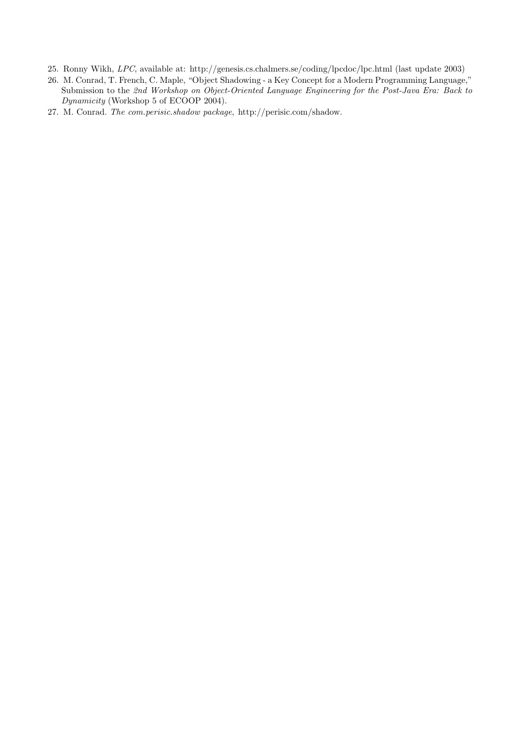25. Ronny Wikh, *LPC*, available at: http://genesis.cs.chalmers.se/coding/lpcdoc/lpc.html (last update 2003)
26. M. Conrad, T. French, C. Maple, "Object Shadowing - a Key Concept for a Modern Programming Language," Submission to the *2nd Workshop on Object-Oriented Language Engineering for the Post-Java Era: Back to Dynamicity* (Workshop 5 of ECOOP 2004).
27. M. Conrad. *The com.perisic.shadow package*, http://perisic.com/shadow.